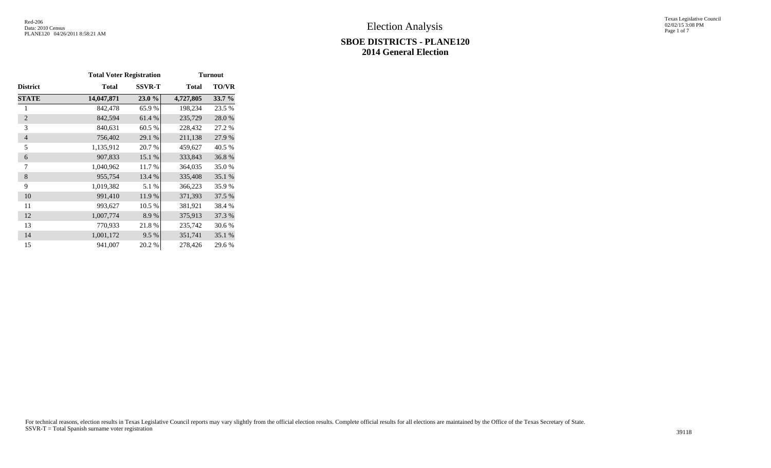# Election Analysis

## SBOE DISTRICTS - PLANE120
## 2014 General Election

| | Total Voter Registration | | Turnout | |
|---|---|---|---|---|
| **District** | **Total** | **SSVR-T** | **Total** | **TO/VR** |
| **STATE** | **14,047,871** | **23.0 %** | **4,727,805** | **33.7 %** |
| 1 | 842,478 | 65.9 % | 198,234 | 23.5 % |
| 2 | 842,594 | 61.4 % | 235,729 | 28.0 % |
| 3 | 840,631 | 60.5 % | 228,432 | 27.2 % |
| 4 | 756,402 | 29.1 % | 211,138 | 27.9 % |
| 5 | 1,135,912 | 20.7 % | 459,627 | 40.5 % |
| 6 | 907,833 | 15.1 % | 333,843 | 36.8 % |
| 7 | 1,040,962 | 11.7 % | 364,035 | 35.0 % |
| 8 | 955,754 | 13.4 % | 335,408 | 35.1 % |
| 9 | 1,019,382 | 5.1 % | 366,223 | 35.9 % |
| 10 | 991,410 | 11.9 % | 371,393 | 37.5 % |
| 11 | 993,627 | 10.5 % | 381,921 | 38.4 % |
| 12 | 1,007,774 | 8.9 % | 375,913 | 37.3 % |
| 13 | 770,933 | 21.8 % | 235,742 | 30.6 % |
| 14 | 1,001,172 | 9.5 % | 351,741 | 35.1 % |
| 15 | 941,007 | 20.2 % | 278,426 | 29.6 % |

For technical reasons, election results in Texas Legislative Council reports may vary slightly from the official election results. Complete official results for all elections are maintained by the Office of the Texas Secretary of State.
SSVR-T = Total Spanish surname voter registration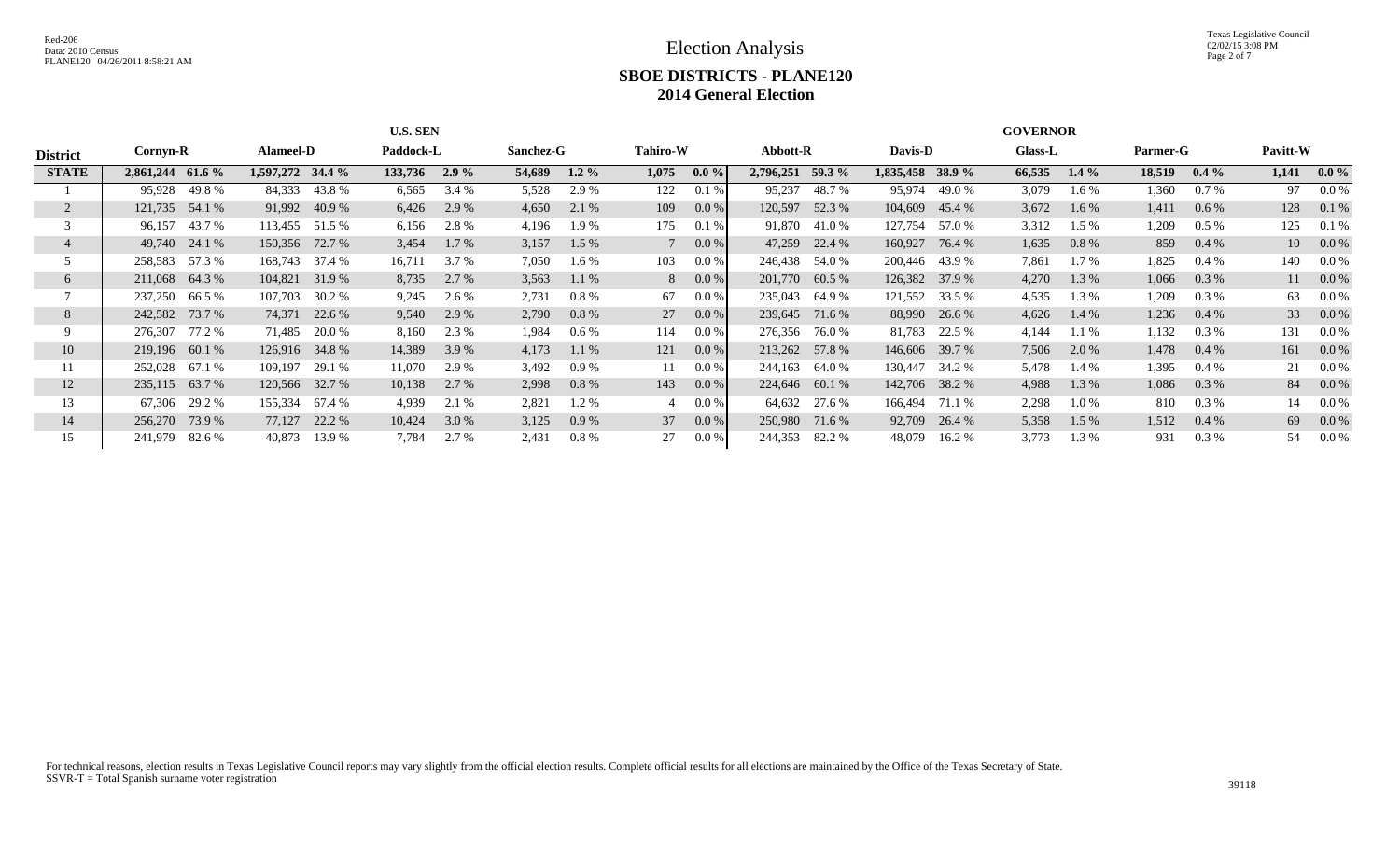# Election Analysis

## SBOE DISTRICTS - PLANE120

## 2014 General Election

| District | U.S. SEN | | | | | | | | | | GOVERNOR | | | | | | | | | |
|---|---|---|---|---|---|---|---|---|---|---|---|---|---|---|---|---|---|---|---|---|
| | Cornyn-R | | Alameel-D | | Paddock-L | | Sanchez-G | | Tahiro-W | | Abbott-R | | Davis-D | | Glass-L | | Parmer-G | | Pavitt-W | |
| **STATE** | **2,861,244** | **61.6 %** | **1,597,272** | **34.4 %** | **133,736** | **2.9 %** | **54,689** | **1.2 %** | **1,075** | **0.0 %** | **2,796,251** | **59.3 %** | **1,835,458** | **38.9 %** | **66,535** | **1.4 %** | **18,519** | **0.4 %** | **1,141** | **0.0 %** |
| 1 | 95,928 | 49.8 % | 84,333 | 43.8 % | 6,565 | 3.4 % | 5,528 | 2.9 % | 122 | 0.1 % | 95,237 | 48.7 % | 95,974 | 49.0 % | 3,079 | 1.6 % | 1,360 | 0.7 % | 97 | 0.0 % |
| 2 | 121,735 | 54.1 % | 91,992 | 40.9 % | 6,426 | 2.9 % | 4,650 | 2.1 % | 109 | 0.0 % | 120,597 | 52.3 % | 104,609 | 45.4 % | 3,672 | 1.6 % | 1,411 | 0.6 % | 128 | 0.1 % |
| 3 | 96,157 | 43.7 % | 113,455 | 51.5 % | 6,156 | 2.8 % | 4,196 | 1.9 % | 175 | 0.1 % | 91,870 | 41.0 % | 127,754 | 57.0 % | 3,312 | 1.5 % | 1,209 | 0.5 % | 125 | 0.1 % |
| 4 | 49,740 | 24.1 % | 150,356 | 72.7 % | 3,454 | 1.7 % | 3,157 | 1.5 % | 7 | 0.0 % | 47,259 | 22.4 % | 160,927 | 76.4 % | 1,635 | 0.8 % | 859 | 0.4 % | 10 | 0.0 % |
| 5 | 258,583 | 57.3 % | 168,743 | 37.4 % | 16,711 | 3.7 % | 7,050 | 1.6 % | 103 | 0.0 % | 246,438 | 54.0 % | 200,446 | 43.9 % | 7,861 | 1.7 % | 1,825 | 0.4 % | 140 | 0.0 % |
| 6 | 211,068 | 64.3 % | 104,821 | 31.9 % | 8,735 | 2.7 % | 3,563 | 1.1 % | 8 | 0.0 % | 201,770 | 60.5 % | 126,382 | 37.9 % | 4,270 | 1.3 % | 1,066 | 0.3 % | 11 | 0.0 % |
| 7 | 237,250 | 66.5 % | 107,703 | 30.2 % | 9,245 | 2.6 % | 2,731 | 0.8 % | 67 | 0.0 % | 235,043 | 64.9 % | 121,552 | 33.5 % | 4,535 | 1.3 % | 1,209 | 0.3 % | 63 | 0.0 % |
| 8 | 242,582 | 73.7 % | 74,371 | 22.6 % | 9,540 | 2.9 % | 2,790 | 0.8 % | 27 | 0.0 % | 239,645 | 71.6 % | 88,990 | 26.6 % | 4,626 | 1.4 % | 1,236 | 0.4 % | 33 | 0.0 % |
| 9 | 276,307 | 77.2 % | 71,485 | 20.0 % | 8,160 | 2.3 % | 1,984 | 0.6 % | 114 | 0.0 % | 276,356 | 76.0 % | 81,783 | 22.5 % | 4,144 | 1.1 % | 1,132 | 0.3 % | 131 | 0.0 % |
| 10 | 219,196 | 60.1 % | 126,916 | 34.8 % | 14,389 | 3.9 % | 4,173 | 1.1 % | 121 | 0.0 % | 213,262 | 57.8 % | 146,606 | 39.7 % | 7,506 | 2.0 % | 1,478 | 0.4 % | 161 | 0.0 % |
| 11 | 252,028 | 67.1 % | 109,197 | 29.1 % | 11,070 | 2.9 % | 3,492 | 0.9 % | 11 | 0.0 % | 244,163 | 64.0 % | 130,447 | 34.2 % | 5,478 | 1.4 % | 1,395 | 0.4 % | 21 | 0.0 % |
| 12 | 235,115 | 63.7 % | 120,566 | 32.7 % | 10,138 | 2.7 % | 2,998 | 0.8 % | 143 | 0.0 % | 224,646 | 60.1 % | 142,706 | 38.2 % | 4,988 | 1.3 % | 1,086 | 0.3 % | 84 | 0.0 % |
| 13 | 67,306 | 29.2 % | 155,334 | 67.4 % | 4,939 | 2.1 % | 2,821 | 1.2 % | 4 | 0.0 % | 64,632 | 27.6 % | 166,494 | 71.1 % | 2,298 | 1.0 % | 810 | 0.3 % | 14 | 0.0 % |
| 14 | 256,270 | 73.9 % | 77,127 | 22.2 % | 10,424 | 3.0 % | 3,125 | 0.9 % | 37 | 0.0 % | 250,980 | 71.6 % | 92,709 | 26.4 % | 5,358 | 1.5 % | 1,512 | 0.4 % | 69 | 0.0 % |
| 15 | 241,979 | 82.6 % | 40,873 | 13.9 % | 7,784 | 2.7 % | 2,431 | 0.8 % | 27 | 0.0 % | 244,353 | 82.2 % | 48,079 | 16.2 % | 3,773 | 1.3 % | 931 | 0.3 % | 54 | 0.0 % |

For technical reasons, election results in Texas Legislative Council reports may vary slightly from the official election results. Complete official results for all elections are maintained by the Office of the Texas Secretary of State.
SSVR-T = Total Spanish surname voter registration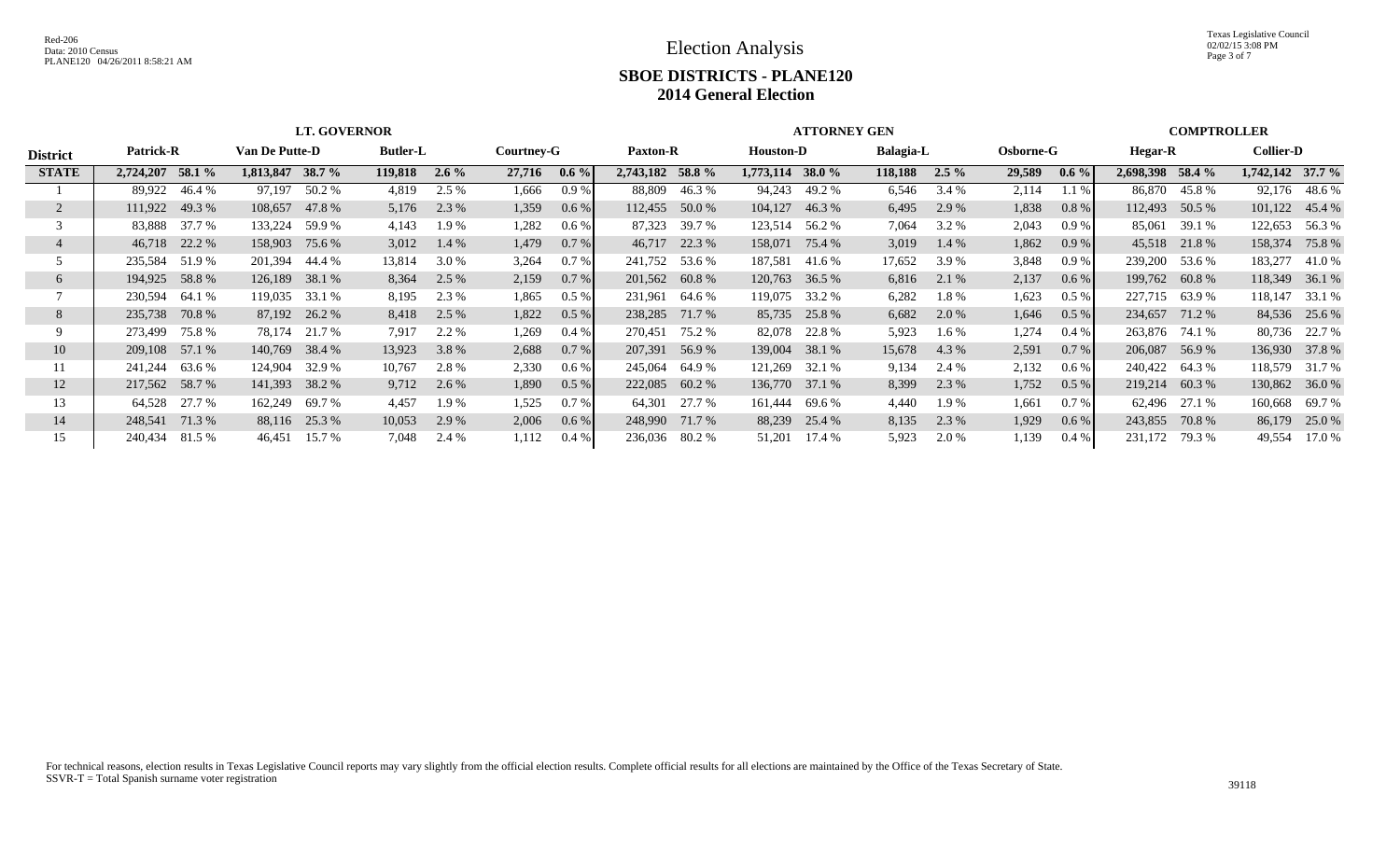# Election Analysis

## SBOE DISTRICTS - PLANE120
## 2014 General Election

| District | LT. GOVERNOR | | | | | | | | ATTORNEY GEN | | | | | | | | COMPTROLLER | | | |
|---|---|---|---|---|---|---|---|---|---|---|---|---|---|---|---|---|---|---|---|---|
| | Patrick-R | | Van De Putte-D | | Butler-L | | Courtney-G | | Paxton-R | | Houston-D | | Balagia-L | | Osborne-G | | Hegar-R | | Collier-D | |
| **STATE** | **2,724,207** | **58.1 %** | **1,813,847** | **38.7 %** | **119,818** | **2.6 %** | **27,716** | **0.6 %** | **2,743,182** | **58.8 %** | **1,773,114** | **38.0 %** | **118,188** | **2.5 %** | **29,589** | **0.6 %** | **2,698,398** | **58.4 %** | **1,742,142** | **37.7 %** |
| 1 | 89,922 | 46.4 % | 97,197 | 50.2 % | 4,819 | 2.5 % | 1,666 | 0.9 % | 88,809 | 46.3 % | 94,243 | 49.2 % | 6,546 | 3.4 % | 2,114 | 1.1 % | 86,870 | 45.8 % | 92,176 | 48.6 % |
| 2 | 111,922 | 49.3 % | 108,657 | 47.8 % | 5,176 | 2.3 % | 1,359 | 0.6 % | 112,455 | 50.0 % | 104,127 | 46.3 % | 6,495 | 2.9 % | 1,838 | 0.8 % | 112,493 | 50.5 % | 101,122 | 45.4 % |
| 3 | 83,888 | 37.7 % | 133,224 | 59.9 % | 4,143 | 1.9 % | 1,282 | 0.6 % | 87,323 | 39.7 % | 123,514 | 56.2 % | 7,064 | 3.2 % | 2,043 | 0.9 % | 85,061 | 39.1 % | 122,653 | 56.3 % |
| 4 | 46,718 | 22.2 % | 158,903 | 75.6 % | 3,012 | 1.4 % | 1,479 | 0.7 % | 46,717 | 22.3 % | 158,071 | 75.4 % | 3,019 | 1.4 % | 1,862 | 0.9 % | 45,518 | 21.8 % | 158,374 | 75.8 % |
| 5 | 235,584 | 51.9 % | 201,394 | 44.4 % | 13,814 | 3.0 % | 3,264 | 0.7 % | 241,752 | 53.6 % | 187,581 | 41.6 % | 17,652 | 3.9 % | 3,848 | 0.9 % | 239,200 | 53.6 % | 183,277 | 41.0 % |
| 6 | 194,925 | 58.8 % | 126,189 | 38.1 % | 8,364 | 2.5 % | 2,159 | 0.7 % | 201,562 | 60.8 % | 120,763 | 36.5 % | 6,816 | 2.1 % | 2,137 | 0.6 % | 199,762 | 60.8 % | 118,349 | 36.1 % |
| 7 | 230,594 | 64.1 % | 119,035 | 33.1 % | 8,195 | 2.3 % | 1,865 | 0.5 % | 231,961 | 64.6 % | 119,075 | 33.2 % | 6,282 | 1.8 % | 1,623 | 0.5 % | 227,715 | 63.9 % | 118,147 | 33.1 % |
| 8 | 235,738 | 70.8 % | 87,192 | 26.2 % | 8,418 | 2.5 % | 1,822 | 0.5 % | 238,285 | 71.7 % | 85,735 | 25.8 % | 6,682 | 2.0 % | 1,646 | 0.5 % | 234,657 | 71.2 % | 84,536 | 25.6 % |
| 9 | 273,499 | 75.8 % | 78,174 | 21.7 % | 7,917 | 2.2 % | 1,269 | 0.4 % | 270,451 | 75.2 % | 82,078 | 22.8 % | 5,923 | 1.6 % | 1,274 | 0.4 % | 263,876 | 74.1 % | 80,736 | 22.7 % |
| 10 | 209,108 | 57.1 % | 140,769 | 38.4 % | 13,923 | 3.8 % | 2,688 | 0.7 % | 207,391 | 56.9 % | 139,004 | 38.1 % | 15,678 | 4.3 % | 2,591 | 0.7 % | 206,087 | 56.9 % | 136,930 | 37.8 % |
| 11 | 241,244 | 63.6 % | 124,904 | 32.9 % | 10,767 | 2.8 % | 2,330 | 0.6 % | 245,064 | 64.9 % | 121,269 | 32.1 % | 9,134 | 2.4 % | 2,132 | 0.6 % | 240,422 | 64.3 % | 118,579 | 31.7 % |
| 12 | 217,562 | 58.7 % | 141,393 | 38.2 % | 9,712 | 2.6 % | 1,890 | 0.5 % | 222,085 | 60.2 % | 136,770 | 37.1 % | 8,399 | 2.3 % | 1,752 | 0.5 % | 219,214 | 60.3 % | 130,862 | 36.0 % |
| 13 | 64,528 | 27.7 % | 162,249 | 69.7 % | 4,457 | 1.9 % | 1,525 | 0.7 % | 64,301 | 27.7 % | 161,444 | 69.6 % | 4,440 | 1.9 % | 1,661 | 0.7 % | 62,496 | 27.1 % | 160,668 | 69.7 % |
| 14 | 248,541 | 71.3 % | 88,116 | 25.3 % | 10,053 | 2.9 % | 2,006 | 0.6 % | 248,990 | 71.7 % | 88,239 | 25.4 % | 8,135 | 2.3 % | 1,929 | 0.6 % | 243,855 | 70.8 % | 86,179 | 25.0 % |
| 15 | 240,434 | 81.5 % | 46,451 | 15.7 % | 7,048 | 2.4 % | 1,112 | 0.4 % | 236,036 | 80.2 % | 51,201 | 17.4 % | 5,923 | 2.0 % | 1,139 | 0.4 % | 231,172 | 79.3 % | 49,554 | 17.0 % |

For technical reasons, election results in Texas Legislative Council reports may vary slightly from the official election results. Complete official results for all elections are maintained by the Office of the Texas Secretary of State.
SSVR-T = Total Spanish surname voter registration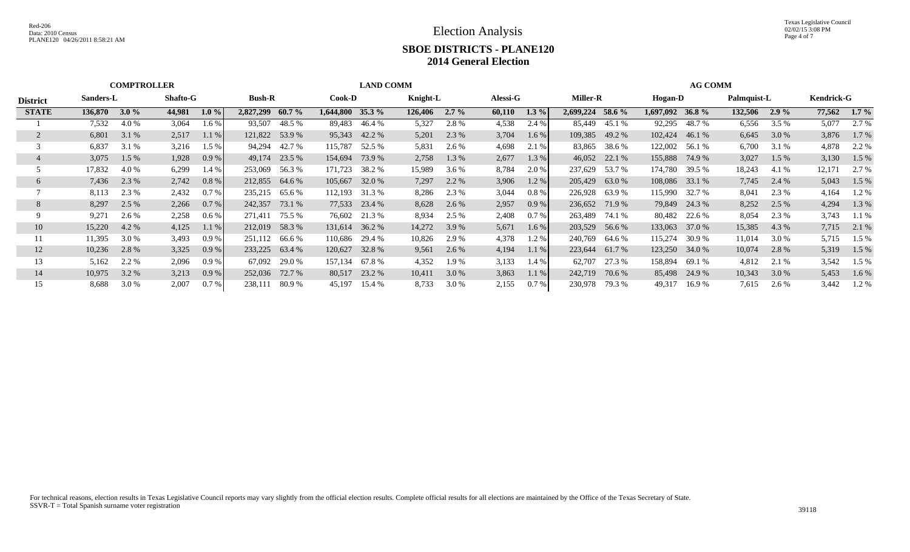# Election Analysis

## SBOE DISTRICTS - PLANE120

## 2014 General Election

| District | COMPTROLLER | | | | LAND COMM | | | | | | | | AG COMM | | | | | | | |
|---|---|---|---|---|---|---|---|---|---|---|---|---|---|---|---|---|---|---|---|---|
| | Sanders-L | | Shafto-G | | Bush-R | | Cook-D | | Knight-L | | Alessi-G | | Miller-R | | Hogan-D | | Palmquist-L | | Kendrick-G | |
| **STATE** | **136,870** | **3.0 %** | **44,981** | **1.0 %** | **2,827,299** | **60.7 %** | **1,644,800** | **35.3 %** | **126,406** | **2.7 %** | **60,110** | **1.3 %** | **2,699,224** | **58.6 %** | **1,697,092** | **36.8 %** | **132,506** | **2.9 %** | **77,562** | **1.7 %** |
| 1 | 7,532 | 4.0 % | 3,064 | 1.6 % | 93,507 | 48.5 % | 89,483 | 46.4 % | 5,327 | 2.8 % | 4,538 | 2.4 % | 85,449 | 45.1 % | 92,295 | 48.7 % | 6,556 | 3.5 % | 5,077 | 2.7 % |
| 2 | 6,801 | 3.1 % | 2,517 | 1.1 % | 121,822 | 53.9 % | 95,343 | 42.2 % | 5,201 | 2.3 % | 3,704 | 1.6 % | 109,385 | 49.2 % | 102,424 | 46.1 % | 6,645 | 3.0 % | 3,876 | 1.7 % |
| 3 | 6,837 | 3.1 % | 3,216 | 1.5 % | 94,294 | 42.7 % | 115,787 | 52.5 % | 5,831 | 2.6 % | 4,698 | 2.1 % | 83,865 | 38.6 % | 122,002 | 56.1 % | 6,700 | 3.1 % | 4,878 | 2.2 % |
| 4 | 3,075 | 1.5 % | 1,928 | 0.9 % | 49,174 | 23.5 % | 154,694 | 73.9 % | 2,758 | 1.3 % | 2,677 | 1.3 % | 46,052 | 22.1 % | 155,888 | 74.9 % | 3,027 | 1.5 % | 3,130 | 1.5 % |
| 5 | 17,832 | 4.0 % | 6,299 | 1.4 % | 253,069 | 56.3 % | 171,723 | 38.2 % | 15,989 | 3.6 % | 8,784 | 2.0 % | 237,629 | 53.7 % | 174,780 | 39.5 % | 18,243 | 4.1 % | 12,171 | 2.7 % |
| 6 | 7,436 | 2.3 % | 2,742 | 0.8 % | 212,855 | 64.6 % | 105,667 | 32.0 % | 7,297 | 2.2 % | 3,906 | 1.2 % | 205,429 | 63.0 % | 108,086 | 33.1 % | 7,745 | 2.4 % | 5,043 | 1.5 % |
| 7 | 8,113 | 2.3 % | 2,432 | 0.7 % | 235,215 | 65.6 % | 112,193 | 31.3 % | 8,286 | 2.3 % | 3,044 | 0.8 % | 226,928 | 63.9 % | 115,990 | 32.7 % | 8,041 | 2.3 % | 4,164 | 1.2 % |
| 8 | 8,297 | 2.5 % | 2,266 | 0.7 % | 242,357 | 73.1 % | 77,533 | 23.4 % | 8,628 | 2.6 % | 2,957 | 0.9 % | 236,652 | 71.9 % | 79,849 | 24.3 % | 8,252 | 2.5 % | 4,294 | 1.3 % |
| 9 | 9,271 | 2.6 % | 2,258 | 0.6 % | 271,411 | 75.5 % | 76,602 | 21.3 % | 8,934 | 2.5 % | 2,408 | 0.7 % | 263,489 | 74.1 % | 80,482 | 22.6 % | 8,054 | 2.3 % | 3,743 | 1.1 % |
| 10 | 15,220 | 4.2 % | 4,125 | 1.1 % | 212,019 | 58.3 % | 131,614 | 36.2 % | 14,272 | 3.9 % | 5,671 | 1.6 % | 203,529 | 56.6 % | 133,063 | 37.0 % | 15,385 | 4.3 % | 7,715 | 2.1 % |
| 11 | 11,395 | 3.0 % | 3,493 | 0.9 % | 251,112 | 66.6 % | 110,686 | 29.4 % | 10,826 | 2.9 % | 4,378 | 1.2 % | 240,769 | 64.6 % | 115,274 | 30.9 % | 11,014 | 3.0 % | 5,715 | 1.5 % |
| 12 | 10,236 | 2.8 % | 3,325 | 0.9 % | 233,225 | 63.4 % | 120,627 | 32.8 % | 9,561 | 2.6 % | 4,194 | 1.1 % | 223,644 | 61.7 % | 123,250 | 34.0 % | 10,074 | 2.8 % | 5,319 | 1.5 % |
| 13 | 5,162 | 2.2 % | 2,096 | 0.9 % | 67,092 | 29.0 % | 157,134 | 67.8 % | 4,352 | 1.9 % | 3,133 | 1.4 % | 62,707 | 27.3 % | 158,894 | 69.1 % | 4,812 | 2.1 % | 3,542 | 1.5 % |
| 14 | 10,975 | 3.2 % | 3,213 | 0.9 % | 252,036 | 72.7 % | 80,517 | 23.2 % | 10,411 | 3.0 % | 3,863 | 1.1 % | 242,719 | 70.6 % | 85,498 | 24.9 % | 10,343 | 3.0 % | 5,453 | 1.6 % |
| 15 | 8,688 | 3.0 % | 2,007 | 0.7 % | 238,111 | 80.9 % | 45,197 | 15.4 % | 8,733 | 3.0 % | 2,155 | 0.7 % | 230,978 | 79.3 % | 49,317 | 16.9 % | 7,615 | 2.6 % | 3,442 | 1.2 % |

For technical reasons, election results in Texas Legislative Council reports may vary slightly from the official election results. Complete official results for all elections are maintained by the Office of the Texas Secretary of State.

SSVR-T = Total Spanish surname voter registration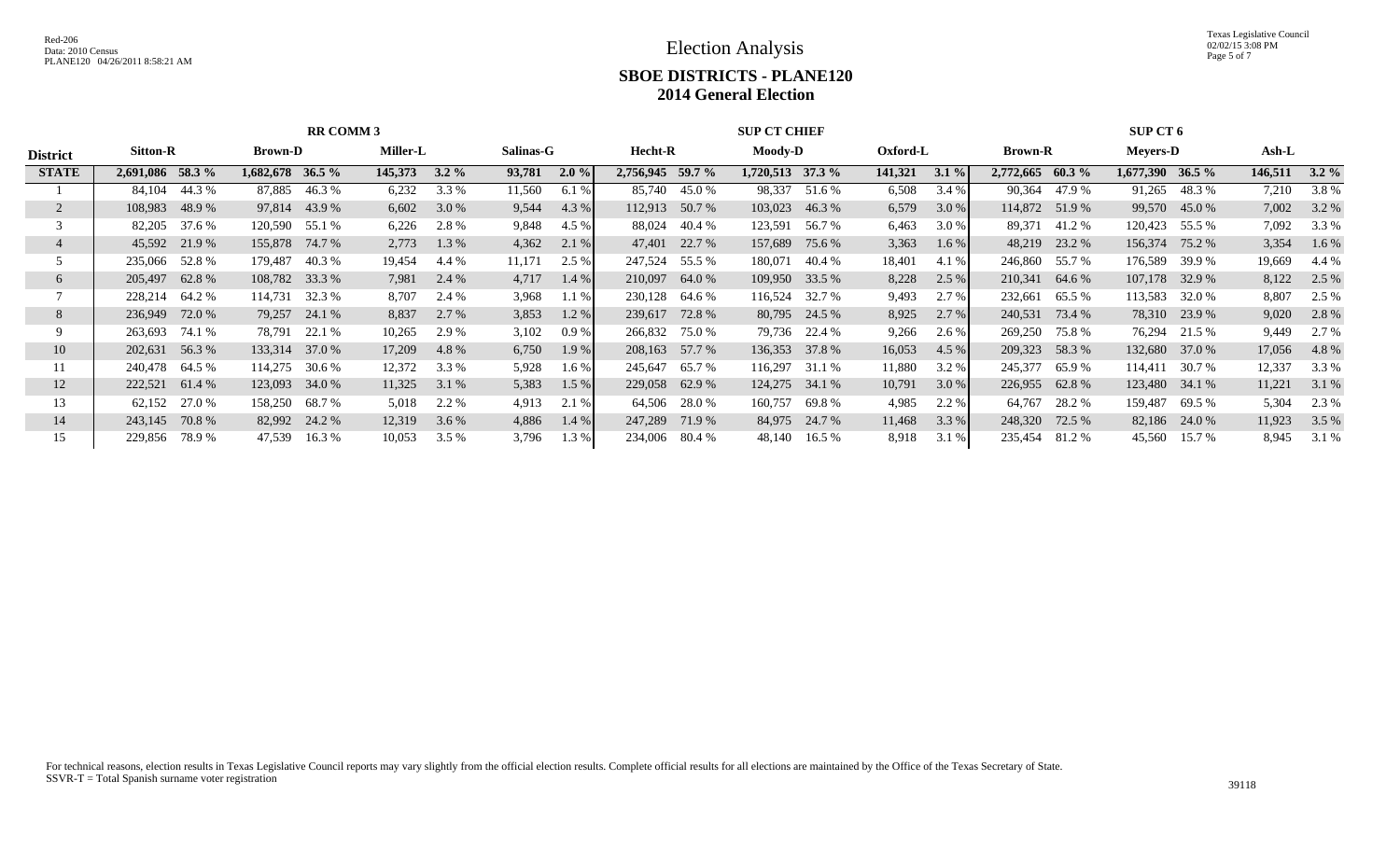# Election Analysis

## SBOE DISTRICTS - PLANE120
## 2014 General Election

| District | RR COMM 3 | | | | | | | | SUP CT CHIEF | | | | | | SUP CT 6 | | | | | |
|---|---|---|---|---|---|---|---|---|---|---|---|---|---|---|---|---|---|---|---|---|
| | Sitton-R | | Brown-D | | Miller-L | | Salinas-G | | Hecht-R | | Moody-D | | Oxford-L | | Brown-R | | Meyers-D | | Ash-L | |
| **STATE** | **2,691,086** | **58.3 %** | **1,682,678** | **36.5 %** | **145,373** | **3.2 %** | **93,781** | **2.0 %** | **2,756,945** | **59.7 %** | **1,720,513** | **37.3 %** | **141,321** | **3.1 %** | **2,772,665** | **60.3 %** | **1,677,390** | **36.5 %** | **146,511** | **3.2 %** |
| 1 | 84,104 | 44.3 % | 87,885 | 46.3 % | 6,232 | 3.3 % | 11,560 | 6.1 % | 85,740 | 45.0 % | 98,337 | 51.6 % | 6,508 | 3.4 % | 90,364 | 47.9 % | 91,265 | 48.3 % | 7,210 | 3.8 % |
| 2 | 108,983 | 48.9 % | 97,814 | 43.9 % | 6,602 | 3.0 % | 9,544 | 4.3 % | 112,913 | 50.7 % | 103,023 | 46.3 % | 6,579 | 3.0 % | 114,872 | 51.9 % | 99,570 | 45.0 % | 7,002 | 3.2 % |
| 3 | 82,205 | 37.6 % | 120,590 | 55.1 % | 6,226 | 2.8 % | 9,848 | 4.5 % | 88,024 | 40.4 % | 123,591 | 56.7 % | 6,463 | 3.0 % | 89,371 | 41.2 % | 120,423 | 55.5 % | 7,092 | 3.3 % |
| 4 | 45,592 | 21.9 % | 155,878 | 74.7 % | 2,773 | 1.3 % | 4,362 | 2.1 % | 47,401 | 22.7 % | 157,689 | 75.6 % | 3,363 | 1.6 % | 48,219 | 23.2 % | 156,374 | 75.2 % | 3,354 | 1.6 % |
| 5 | 235,066 | 52.8 % | 179,487 | 40.3 % | 19,454 | 4.4 % | 11,171 | 2.5 % | 247,524 | 55.5 % | 180,071 | 40.4 % | 18,401 | 4.1 % | 246,860 | 55.7 % | 176,589 | 39.9 % | 19,669 | 4.4 % |
| 6 | 205,497 | 62.8 % | 108,782 | 33.3 % | 7,981 | 2.4 % | 4,717 | 1.4 % | 210,097 | 64.0 % | 109,950 | 33.5 % | 8,228 | 2.5 % | 210,341 | 64.6 % | 107,178 | 32.9 % | 8,122 | 2.5 % |
| 7 | 228,214 | 64.2 % | 114,731 | 32.3 % | 8,707 | 2.4 % | 3,968 | 1.1 % | 230,128 | 64.6 % | 116,524 | 32.7 % | 9,493 | 2.7 % | 232,661 | 65.5 % | 113,583 | 32.0 % | 8,807 | 2.5 % |
| 8 | 236,949 | 72.0 % | 79,257 | 24.1 % | 8,837 | 2.7 % | 3,853 | 1.2 % | 239,617 | 72.8 % | 80,795 | 24.5 % | 8,925 | 2.7 % | 240,531 | 73.4 % | 78,310 | 23.9 % | 9,020 | 2.8 % |
| 9 | 263,693 | 74.1 % | 78,791 | 22.1 % | 10,265 | 2.9 % | 3,102 | 0.9 % | 266,832 | 75.0 % | 79,736 | 22.4 % | 9,266 | 2.6 % | 269,250 | 75.8 % | 76,294 | 21.5 % | 9,449 | 2.7 % |
| 10 | 202,631 | 56.3 % | 133,314 | 37.0 % | 17,209 | 4.8 % | 6,750 | 1.9 % | 208,163 | 57.7 % | 136,353 | 37.8 % | 16,053 | 4.5 % | 209,323 | 58.3 % | 132,680 | 37.0 % | 17,056 | 4.8 % |
| 11 | 240,478 | 64.5 % | 114,275 | 30.6 % | 12,372 | 3.3 % | 5,928 | 1.6 % | 245,647 | 65.7 % | 116,297 | 31.1 % | 11,880 | 3.2 % | 245,377 | 65.9 % | 114,411 | 30.7 % | 12,337 | 3.3 % |
| 12 | 222,521 | 61.4 % | 123,093 | 34.0 % | 11,325 | 3.1 % | 5,383 | 1.5 % | 229,058 | 62.9 % | 124,275 | 34.1 % | 10,791 | 3.0 % | 226,955 | 62.8 % | 123,480 | 34.1 % | 11,221 | 3.1 % |
| 13 | 62,152 | 27.0 % | 158,250 | 68.7 % | 5,018 | 2.2 % | 4,913 | 2.1 % | 64,506 | 28.0 % | 160,757 | 69.8 % | 4,985 | 2.2 % | 64,767 | 28.2 % | 159,487 | 69.5 % | 5,304 | 2.3 % |
| 14 | 243,145 | 70.8 % | 82,992 | 24.2 % | 12,319 | 3.6 % | 4,886 | 1.4 % | 247,289 | 71.9 % | 84,975 | 24.7 % | 11,468 | 3.3 % | 248,320 | 72.5 % | 82,186 | 24.0 % | 11,923 | 3.5 % |
| 15 | 229,856 | 78.9 % | 47,539 | 16.3 % | 10,053 | 3.5 % | 3,796 | 1.3 % | 234,006 | 80.4 % | 48,140 | 16.5 % | 8,918 | 3.1 % | 235,454 | 81.2 % | 45,560 | 15.7 % | 8,945 | 3.1 % |

For technical reasons, election results in Texas Legislative Council reports may vary slightly from the official election results. Complete official results for all elections are maintained by the Office of the Texas Secretary of State.
SSVR-T = Total Spanish surname voter registration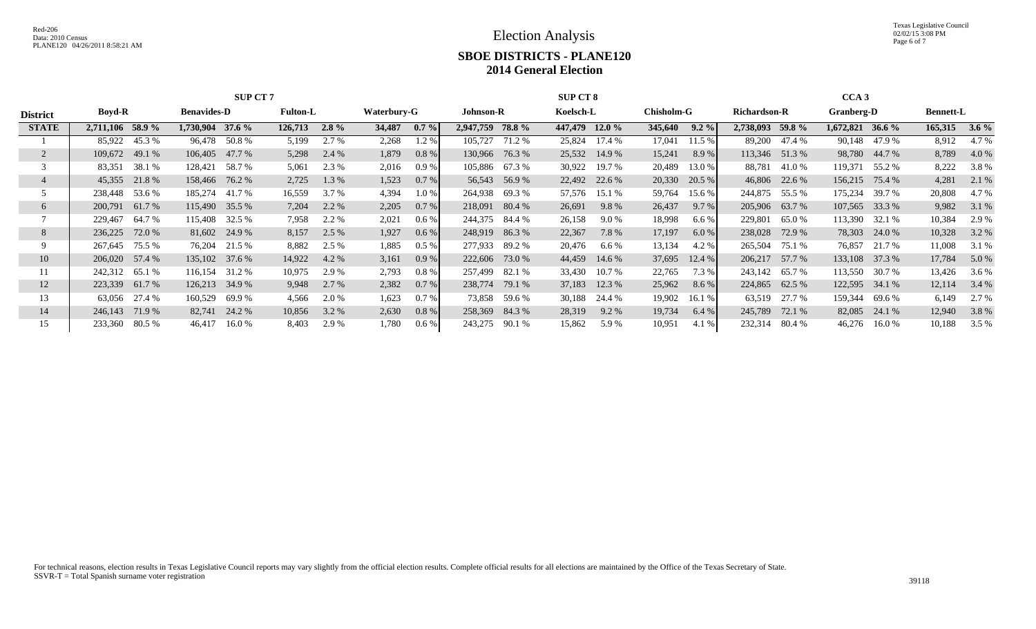# Election Analysis

## SBOE DISTRICTS - PLANE120
## 2014 General Election

| District | SUP CT 7 | | | | | | | | SUP CT 8 | | | | | | CCA 3 | | | | | |
|---|---|---|---|---|---|---|---|---|---|---|---|---|---|---|---|---|---|---|---|---|
| | Boyd-R | | Benavides-D | | Fulton-L | | Waterbury-G | | Johnson-R | | Koelsch-L | | Chisholm-G | | Richardson-R | | Granberg-D | | Bennett-L | |
| **STATE** | **2,711,106** | **58.9 %** | **1,730,904** | **37.6 %** | **126,713** | **2.8 %** | **34,487** | **0.7 %** | **2,947,759** | **78.8 %** | **447,479** | **12.0 %** | **345,640** | **9.2 %** | **2,738,093** | **59.8 %** | **1,672,821** | **36.6 %** | **165,315** | **3.6 %** |
| 1 | 85,922 | 45.3 % | 96,478 | 50.8 % | 5,199 | 2.7 % | 2,268 | 1.2 % | 105,727 | 71.2 % | 25,824 | 17.4 % | 17,041 | 11.5 % | 89,200 | 47.4 % | 90,148 | 47.9 % | 8,912 | 4.7 % |
| 2 | 109,672 | 49.1 % | 106,405 | 47.7 % | 5,298 | 2.4 % | 1,879 | 0.8 % | 130,966 | 76.3 % | 25,532 | 14.9 % | 15,241 | 8.9 % | 113,346 | 51.3 % | 98,780 | 44.7 % | 8,789 | 4.0 % |
| 3 | 83,351 | 38.1 % | 128,421 | 58.7 % | 5,061 | 2.3 % | 2,016 | 0.9 % | 105,886 | 67.3 % | 30,922 | 19.7 % | 20,489 | 13.0 % | 88,781 | 41.0 % | 119,371 | 55.2 % | 8,222 | 3.8 % |
| 4 | 45,355 | 21.8 % | 158,466 | 76.2 % | 2,725 | 1.3 % | 1,523 | 0.7 % | 56,543 | 56.9 % | 22,492 | 22.6 % | 20,330 | 20.5 % | 46,806 | 22.6 % | 156,215 | 75.4 % | 4,281 | 2.1 % |
| 5 | 238,448 | 53.6 % | 185,274 | 41.7 % | 16,559 | 3.7 % | 4,394 | 1.0 % | 264,938 | 69.3 % | 57,576 | 15.1 % | 59,764 | 15.6 % | 244,875 | 55.5 % | 175,234 | 39.7 % | 20,808 | 4.7 % |
| 6 | 200,791 | 61.7 % | 115,490 | 35.5 % | 7,204 | 2.2 % | 2,205 | 0.7 % | 218,091 | 80.4 % | 26,691 | 9.8 % | 26,437 | 9.7 % | 205,906 | 63.7 % | 107,565 | 33.3 % | 9,982 | 3.1 % |
| 7 | 229,467 | 64.7 % | 115,408 | 32.5 % | 7,958 | 2.2 % | 2,021 | 0.6 % | 244,375 | 84.4 % | 26,158 | 9.0 % | 18,998 | 6.6 % | 229,801 | 65.0 % | 113,390 | 32.1 % | 10,384 | 2.9 % |
| 8 | 236,225 | 72.0 % | 81,602 | 24.9 % | 8,157 | 2.5 % | 1,927 | 0.6 % | 248,919 | 86.3 % | 22,367 | 7.8 % | 17,197 | 6.0 % | 238,028 | 72.9 % | 78,303 | 24.0 % | 10,328 | 3.2 % |
| 9 | 267,645 | 75.5 % | 76,204 | 21.5 % | 8,882 | 2.5 % | 1,885 | 0.5 % | 277,933 | 89.2 % | 20,476 | 6.6 % | 13,134 | 4.2 % | 265,504 | 75.1 % | 76,857 | 21.7 % | 11,008 | 3.1 % |
| 10 | 206,020 | 57.4 % | 135,102 | 37.6 % | 14,922 | 4.2 % | 3,161 | 0.9 % | 222,606 | 73.0 % | 44,459 | 14.6 % | 37,695 | 12.4 % | 206,217 | 57.7 % | 133,108 | 37.3 % | 17,784 | 5.0 % |
| 11 | 242,312 | 65.1 % | 116,154 | 31.2 % | 10,975 | 2.9 % | 2,793 | 0.8 % | 257,499 | 82.1 % | 33,430 | 10.7 % | 22,765 | 7.3 % | 243,142 | 65.7 % | 113,550 | 30.7 % | 13,426 | 3.6 % |
| 12 | 223,339 | 61.7 % | 126,213 | 34.9 % | 9,948 | 2.7 % | 2,382 | 0.7 % | 238,774 | 79.1 % | 37,183 | 12.3 % | 25,962 | 8.6 % | 224,865 | 62.5 % | 122,595 | 34.1 % | 12,114 | 3.4 % |
| 13 | 63,056 | 27.4 % | 160,529 | 69.9 % | 4,566 | 2.0 % | 1,623 | 0.7 % | 73,858 | 59.6 % | 30,188 | 24.4 % | 19,902 | 16.1 % | 63,519 | 27.7 % | 159,344 | 69.6 % | 6,149 | 2.7 % |
| 14 | 246,143 | 71.9 % | 82,741 | 24.2 % | 10,856 | 3.2 % | 2,630 | 0.8 % | 258,369 | 84.3 % | 28,319 | 9.2 % | 19,734 | 6.4 % | 245,789 | 72.1 % | 82,085 | 24.1 % | 12,940 | 3.8 % |
| 15 | 233,360 | 80.5 % | 46,417 | 16.0 % | 8,403 | 2.9 % | 1,780 | 0.6 % | 243,275 | 90.1 % | 15,862 | 5.9 % | 10,951 | 4.1 % | 232,314 | 80.4 % | 46,276 | 16.0 % | 10,188 | 3.5 % |

For technical reasons, election results in Texas Legislative Council reports may vary slightly from the official election results. Complete official results for all elections are maintained by the Office of the Texas Secretary of State.
SSVR-T = Total Spanish surname voter registration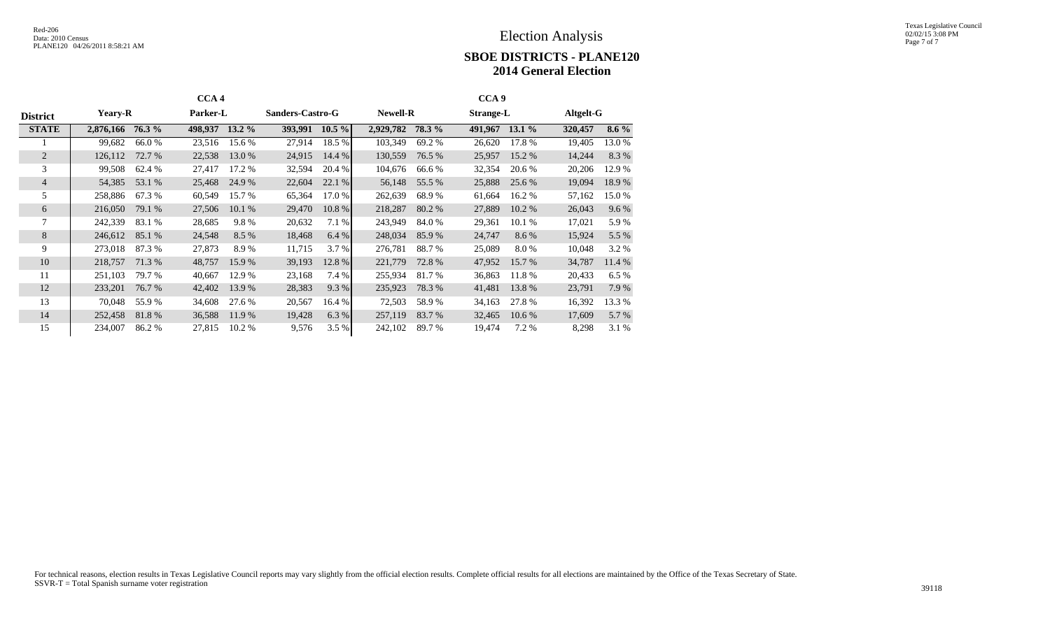# Election Analysis

## SBOE DISTRICTS - PLANE120
## 2014 General Election

| | CCA 4 | | | | | | CCA 9 | | | | | |
|---|---|---|---|---|---|---|---|---|---|---|---|---|
| **District** | **Yeary-R** | | **Parker-L** | | **Sanders-Castro-G** | | **Newell-R** | | **Strange-L** | | **Altgelt-G** | |
| **STATE** | **2,876,166** | **76.3 %** | **498,937** | **13.2 %** | **393,991** | **10.5 %** | **2,929,782** | **78.3 %** | **491,967** | **13.1 %** | **320,457** | **8.6 %** |
| 1 | 99,682 | 66.0 % | 23,516 | 15.6 % | 27,914 | 18.5 % | 103,349 | 69.2 % | 26,620 | 17.8 % | 19,405 | 13.0 % |
| 2 | 126,112 | 72.7 % | 22,538 | 13.0 % | 24,915 | 14.4 % | 130,559 | 76.5 % | 25,957 | 15.2 % | 14,244 | 8.3 % |
| 3 | 99,508 | 62.4 % | 27,417 | 17.2 % | 32,594 | 20.4 % | 104,676 | 66.6 % | 32,354 | 20.6 % | 20,206 | 12.9 % |
| 4 | 54,385 | 53.1 % | 25,468 | 24.9 % | 22,604 | 22.1 % | 56,148 | 55.5 % | 25,888 | 25.6 % | 19,094 | 18.9 % |
| 5 | 258,886 | 67.3 % | 60,549 | 15.7 % | 65,364 | 17.0 % | 262,639 | 68.9 % | 61,664 | 16.2 % | 57,162 | 15.0 % |
| 6 | 216,050 | 79.1 % | 27,506 | 10.1 % | 29,470 | 10.8 % | 218,287 | 80.2 % | 27,889 | 10.2 % | 26,043 | 9.6 % |
| 7 | 242,339 | 83.1 % | 28,685 | 9.8 % | 20,632 | 7.1 % | 243,949 | 84.0 % | 29,361 | 10.1 % | 17,021 | 5.9 % |
| 8 | 246,612 | 85.1 % | 24,548 | 8.5 % | 18,468 | 6.4 % | 248,034 | 85.9 % | 24,747 | 8.6 % | 15,924 | 5.5 % |
| 9 | 273,018 | 87.3 % | 27,873 | 8.9 % | 11,715 | 3.7 % | 276,781 | 88.7 % | 25,089 | 8.0 % | 10,048 | 3.2 % |
| 10 | 218,757 | 71.3 % | 48,757 | 15.9 % | 39,193 | 12.8 % | 221,779 | 72.8 % | 47,952 | 15.7 % | 34,787 | 11.4 % |
| 11 | 251,103 | 79.7 % | 40,667 | 12.9 % | 23,168 | 7.4 % | 255,934 | 81.7 % | 36,863 | 11.8 % | 20,433 | 6.5 % |
| 12 | 233,201 | 76.7 % | 42,402 | 13.9 % | 28,383 | 9.3 % | 235,923 | 78.3 % | 41,481 | 13.8 % | 23,791 | 7.9 % |
| 13 | 70,048 | 55.9 % | 34,608 | 27.6 % | 20,567 | 16.4 % | 72,503 | 58.9 % | 34,163 | 27.8 % | 16,392 | 13.3 % |
| 14 | 252,458 | 81.8 % | 36,588 | 11.9 % | 19,428 | 6.3 % | 257,119 | 83.7 % | 32,465 | 10.6 % | 17,609 | 5.7 % |
| 15 | 234,007 | 86.2 % | 27,815 | 10.2 % | 9,576 | 3.5 % | 242,102 | 89.7 % | 19,474 | 7.2 % | 8,298 | 3.1 % |

For technical reasons, election results in Texas Legislative Council reports may vary slightly from the official election results. Complete official results for all elections are maintained by the Office of the Texas Secretary of State.
SSVR-T = Total Spanish surname voter registration